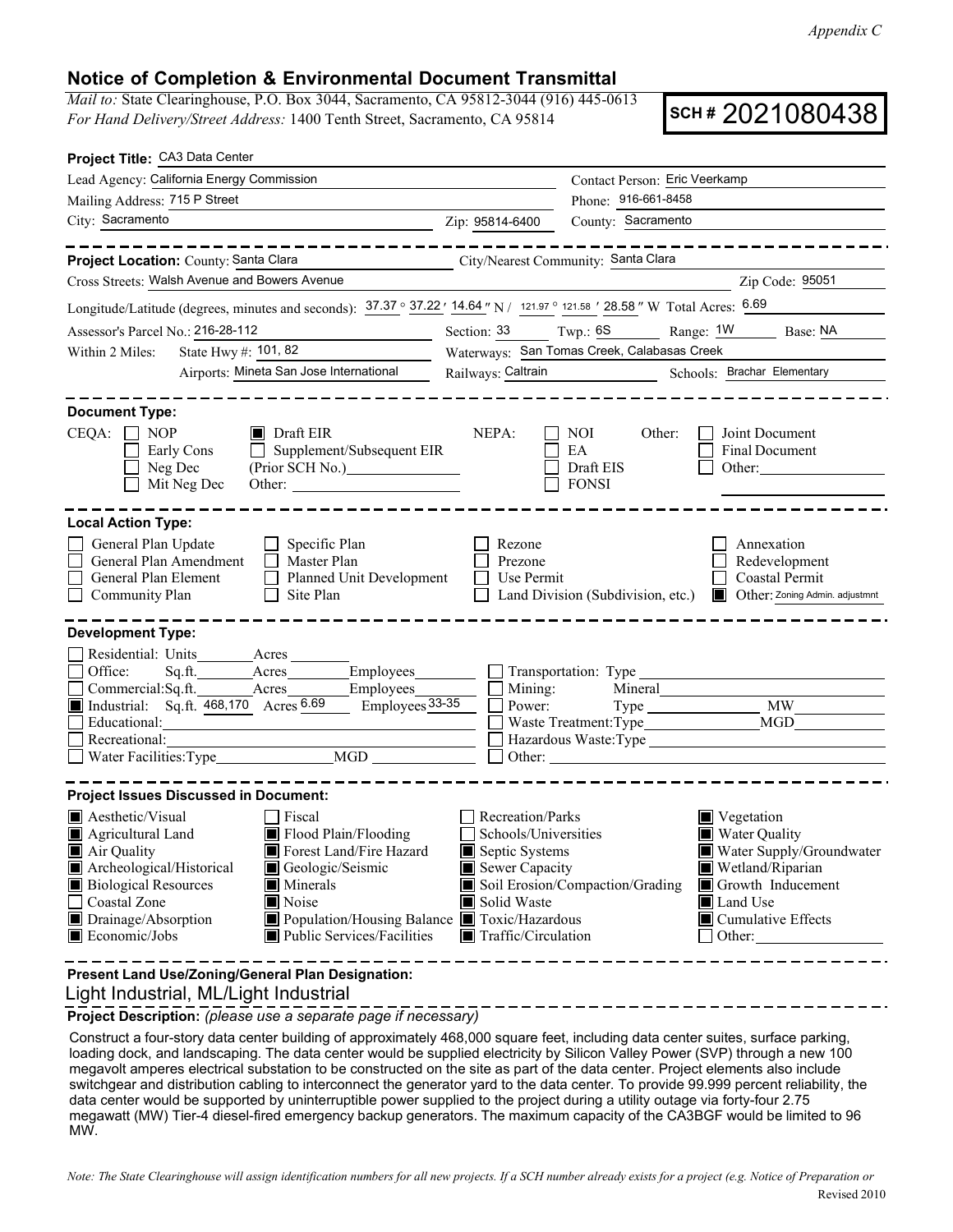*Appendix C*

# Notice of Completion & Environmental Document Transmittal

*Mail to:* State Clearinghouse, P.O. Box 3044, Sacramento, CA 95812-3044 (916) 445-0613
*For Hand Delivery/Street Address:* 1400 Tenth Street, Sacramento, CA 95814

**SCH # 2021080438**

**Project Title:** CA3 Data Center

Lead Agency: California Energy Commission
Contact Person: Eric Veerkamp
Mailing Address: 715 P Street
Phone: 916-661-8458
City: Sacramento
Zip: 95814-6400
County: Sacramento

---

**Project Location:** County: Santa Clara
City/Nearest Community: Santa Clara
Cross Streets: Walsh Avenue and Bowers Avenue
Zip Code: 95051

Longitude/Latitude (degrees, minutes and seconds): 37.37 ° 37.22 ′ 14.64 ″ N / 121.97 ° 121.58 ′ 28.58 ″ W Total Acres: 6.69

Assessor's Parcel No.: 216-28-112
Section: 33 Twp.: 6S Range: 1W Base: NA

Within 2 Miles: State Hwy #: 101, 82
Waterways: San Tomas Creek, Calabasas Creek
Airports: Mineta San Jose International
Railways: Caltrain
Schools: Brachar Elementary

---

**Document Type:**

CEQA:
- [ ] NOP
- [ ] Early Cons
- [ ] Neg Dec
- [ ] Mit Neg Dec
- [x] Draft EIR
- [ ] Supplement/Subsequent EIR (Prior SCH No.) ______
- Other: ______

NEPA:
- [ ] NOI
- [ ] EA
- [ ] Draft EIS
- [ ] FONSI

Other:
- [ ] Joint Document
- [ ] Final Document
- [ ] Other: ______

---

**Local Action Type:**

- [ ] General Plan Update
- [ ] General Plan Amendment
- [ ] General Plan Element
- [ ] Community Plan
- [ ] Specific Plan
- [ ] Master Plan
- [ ] Planned Unit Development
- [ ] Site Plan
- [ ] Rezone
- [ ] Prezone
- [ ] Use Permit
- [ ] Land Division (Subdivision, etc.)
- [ ] Annexation
- [ ] Redevelopment
- [ ] Coastal Permit
- [x] Other: Zoning Admin. adjustmnt

---

**Development Type:**

- [ ] Residential: Units ______ Acres ______
- [ ] Office: Sq.ft. ______ Acres ______ Employees ______
- [ ] Commercial: Sq.ft. ______ Acres ______ Employees ______
- [x] Industrial: Sq.ft. 468,170 Acres 6.69 Employees 33-35
- [ ] Educational: ______
- [ ] Recreational: ______
- [ ] Water Facilities: Type ______ MGD ______
- [ ] Transportation: Type ______
- [ ] Mining: Mineral ______
- [ ] Power: Type ______ MW ______
- [ ] Waste Treatment: Type ______ MGD ______
- [ ] Hazardous Waste: Type ______
- [ ] Other: ______

---

**Project Issues Discussed in Document:**

- [x] Aesthetic/Visual
- [x] Agricultural Land
- [x] Air Quality
- [x] Archeological/Historical
- [x] Biological Resources
- [ ] Coastal Zone
- [x] Drainage/Absorption
- [x] Economic/Jobs
- [ ] Fiscal
- [x] Flood Plain/Flooding
- [x] Forest Land/Fire Hazard
- [x] Geologic/Seismic
- [x] Minerals
- [x] Noise
- [x] Population/Housing Balance
- [x] Public Services/Facilities
- [ ] Recreation/Parks
- [ ] Schools/Universities
- [x] Septic Systems
- [x] Sewer Capacity
- [x] Soil Erosion/Compaction/Grading
- [x] Solid Waste
- [x] Toxic/Hazardous
- [x] Traffic/Circulation
- [x] Vegetation
- [x] Water Quality
- [x] Water Supply/Groundwater
- [x] Wetland/Riparian
- [x] Growth Inducement
- [x] Land Use
- [x] Cumulative Effects
- [ ] Other: ______

---

**Present Land Use/Zoning/General Plan Designation:**

Light Industrial, ML/Light Industrial

**Project Description:** *(please use a separate page if necessary)*

Construct a four-story data center building of approximately 468,000 square feet, including data center suites, surface parking, loading dock, and landscaping. The data center would be supplied electricity by Silicon Valley Power (SVP) through a new 100 megavolt amperes electrical substation to be constructed on the site as part of the data center. Project elements also include switchgear and distribution cabling to interconnect the generator yard to the data center. To provide 99.999 percent reliability, the data center would be supported by uninterruptible power supplied to the project during a utility outage via forty-four 2.75 megawatt (MW) Tier-4 diesel-fired emergency backup generators. The maximum capacity of the CA3BGF would be limited to 96 MW.

*Note: The State Clearinghouse will assign identification numbers for all new projects. If a SCH number already exists for a project (e.g. Notice of Preparation or*

Revised 2010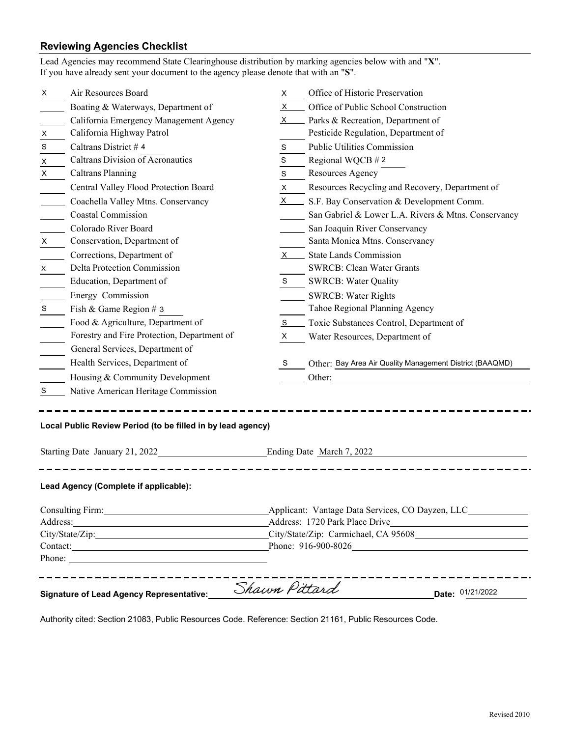## Reviewing Agencies Checklist

Lead Agencies may recommend State Clearinghouse distribution by marking agencies below with and "**X**".
If you have already sent your document to the agency please denote that with an "**S**".

| | | | |
|---|---|---|---|
| X | Air Resources Board | X | Office of Historic Preservation |
| | Boating & Waterways, Department of | X | Office of Public School Construction |
| | California Emergency Management Agency | X | Parks & Recreation, Department of |
| X | California Highway Patrol | | Pesticide Regulation, Department of |
| S | Caltrans District # 4 | S | Public Utilities Commission |
| X | Caltrans Division of Aeronautics | S | Regional WQCB # 2 |
| X | Caltrans Planning | S | Resources Agency |
| | Central Valley Flood Protection Board | X | Resources Recycling and Recovery, Department of |
| | Coachella Valley Mtns. Conservancy | X | S.F. Bay Conservation & Development Comm. |
| | Coastal Commission | | San Gabriel & Lower L.A. Rivers & Mtns. Conservancy |
| | Colorado River Board | | San Joaquin River Conservancy |
| X | Conservation, Department of | | Santa Monica Mtns. Conservancy |
| | Corrections, Department of | X | State Lands Commission |
| X | Delta Protection Commission | | SWRCB: Clean Water Grants |
| | Education, Department of | S | SWRCB: Water Quality |
| | Energy Commission | | SWRCB: Water Rights |
| S | Fish & Game Region # 3 | | Tahoe Regional Planning Agency |
| | Food & Agriculture, Department of | S | Toxic Substances Control, Department of |
| | Forestry and Fire Protection, Department of | X | Water Resources, Department of |
| | General Services, Department of | | |
| | Health Services, Department of | S | Other: Bay Area Air Quality Management District (BAAQMD) |
| | Housing & Community Development | | Other: |
| S | Native American Heritage Commission | | |

---

**Local Public Review Period (to be filled in by lead agency)**

Starting Date January 21, 2022 Ending Date March 7, 2022

---

**Lead Agency (Complete if applicable):**

| | |
|---|---|
| Consulting Firm: | Applicant: Vantage Data Services, CO Dayzen, LLC |
| Address: | Address: 1720 Park Place Drive |
| City/State/Zip: | City/State/Zip: Carmichael, CA 95608 |
| Contact: | Phone: 916-900-8026 |
| Phone: | |

---

**Signature of Lead Agency Representative:** *Shawn Pittard* **Date:** 01/21/2022

Authority cited: Section 21083, Public Resources Code. Reference: Section 21161, Public Resources Code.

Revised 2010